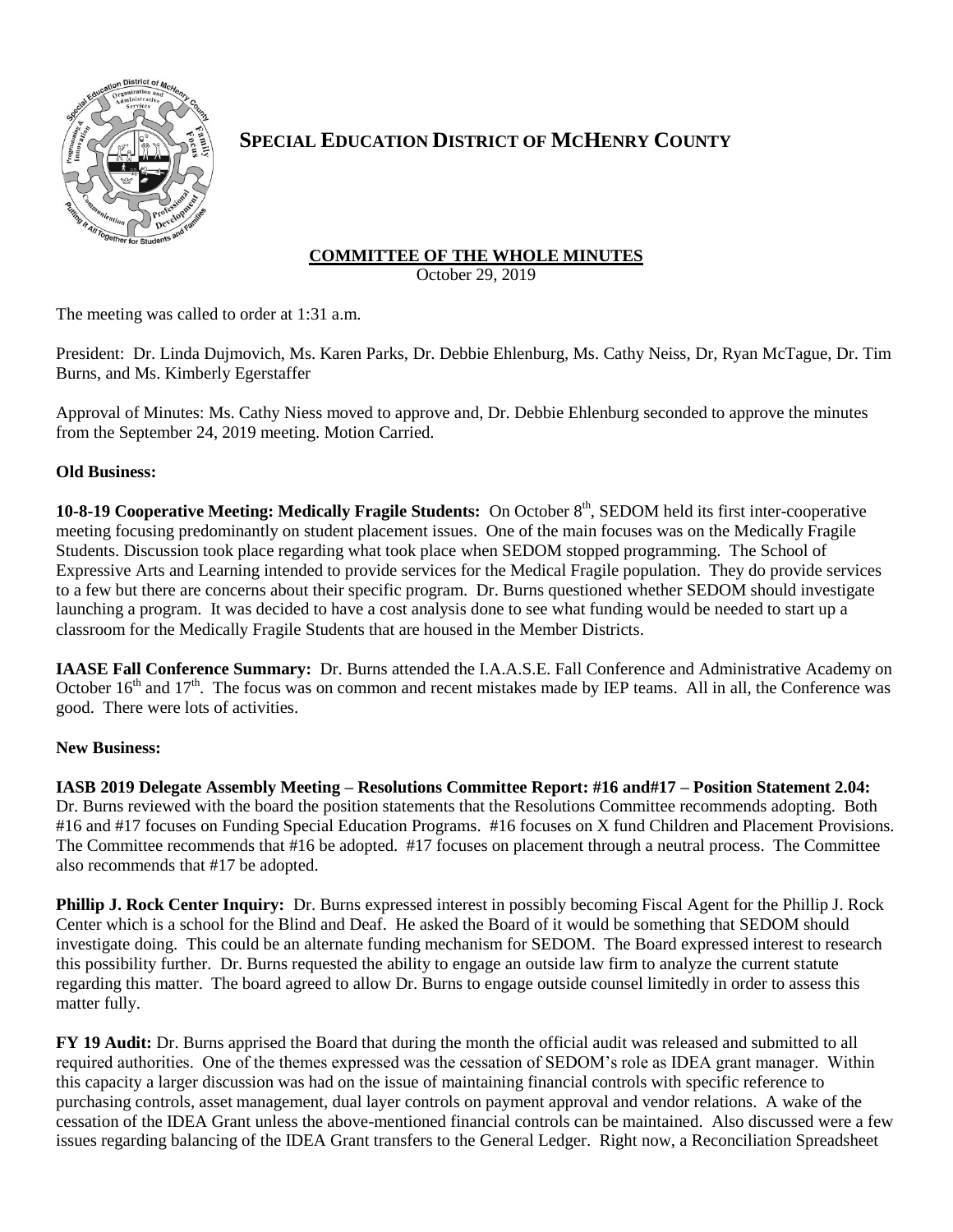# SPECIAL EDUCATION DISTRICT OF MCHENRY COUNTY

## COMMITTEE OF THE WHOLE MINUTES

October 29, 2019

The meeting was called to order at 1:31 a.m.

President: Dr. Linda Dujmovich, Ms. Karen Parks, Dr. Debbie Ehlenburg, Ms. Cathy Neiss, Dr, Ryan McTague, Dr. Tim Burns, and Ms. Kimberly Egerstaffer

Approval of Minutes: Ms. Cathy Niess moved to approve and, Dr. Debbie Ehlenburg seconded to approve the minutes from the September 24, 2019 meeting. Motion Carried.

**Old Business:**

**10-8-19 Cooperative Meeting: Medically Fragile Students:** On October 8th, SEDOM held its first inter-cooperative meeting focusing predominantly on student placement issues. One of the main focuses was on the Medically Fragile Students. Discussion took place regarding what took place when SEDOM stopped programming. The School of Expressive Arts and Learning intended to provide services for the Medical Fragile population. They do provide services to a few but there are concerns about their specific program. Dr. Burns questioned whether SEDOM should investigate launching a program. It was decided to have a cost analysis done to see what funding would be needed to start up a classroom for the Medically Fragile Students that are housed in the Member Districts.

**IAASE Fall Conference Summary:** Dr. Burns attended the I.A.A.S.E. Fall Conference and Administrative Academy on October 16th and 17th. The focus was on common and recent mistakes made by IEP teams. All in all, the Conference was good. There were lots of activities.

**New Business:**

**IASB 2019 Delegate Assembly Meeting – Resolutions Committee Report: #16 and#17 – Position Statement 2.04:** Dr. Burns reviewed with the board the position statements that the Resolutions Committee recommends adopting. Both #16 and #17 focuses on Funding Special Education Programs. #16 focuses on X fund Children and Placement Provisions. The Committee recommends that #16 be adopted. #17 focuses on placement through a neutral process. The Committee also recommends that #17 be adopted.

**Phillip J. Rock Center Inquiry:** Dr. Burns expressed interest in possibly becoming Fiscal Agent for the Phillip J. Rock Center which is a school for the Blind and Deaf. He asked the Board of it would be something that SEDOM should investigate doing. This could be an alternate funding mechanism for SEDOM. The Board expressed interest to research this possibility further. Dr. Burns requested the ability to engage an outside law firm to analyze the current statute regarding this matter. The board agreed to allow Dr. Burns to engage outside counsel limitedly in order to assess this matter fully.

**FY 19 Audit:** Dr. Burns apprised the Board that during the month the official audit was released and submitted to all required authorities. One of the themes expressed was the cessation of SEDOM's role as IDEA grant manager. Within this capacity a larger discussion was had on the issue of maintaining financial controls with specific reference to purchasing controls, asset management, dual layer controls on payment approval and vendor relations. A wake of the cessation of the IDEA Grant unless the above-mentioned financial controls can be maintained. Also discussed were a few issues regarding balancing of the IDEA Grant transfers to the General Ledger. Right now, a Reconciliation Spreadsheet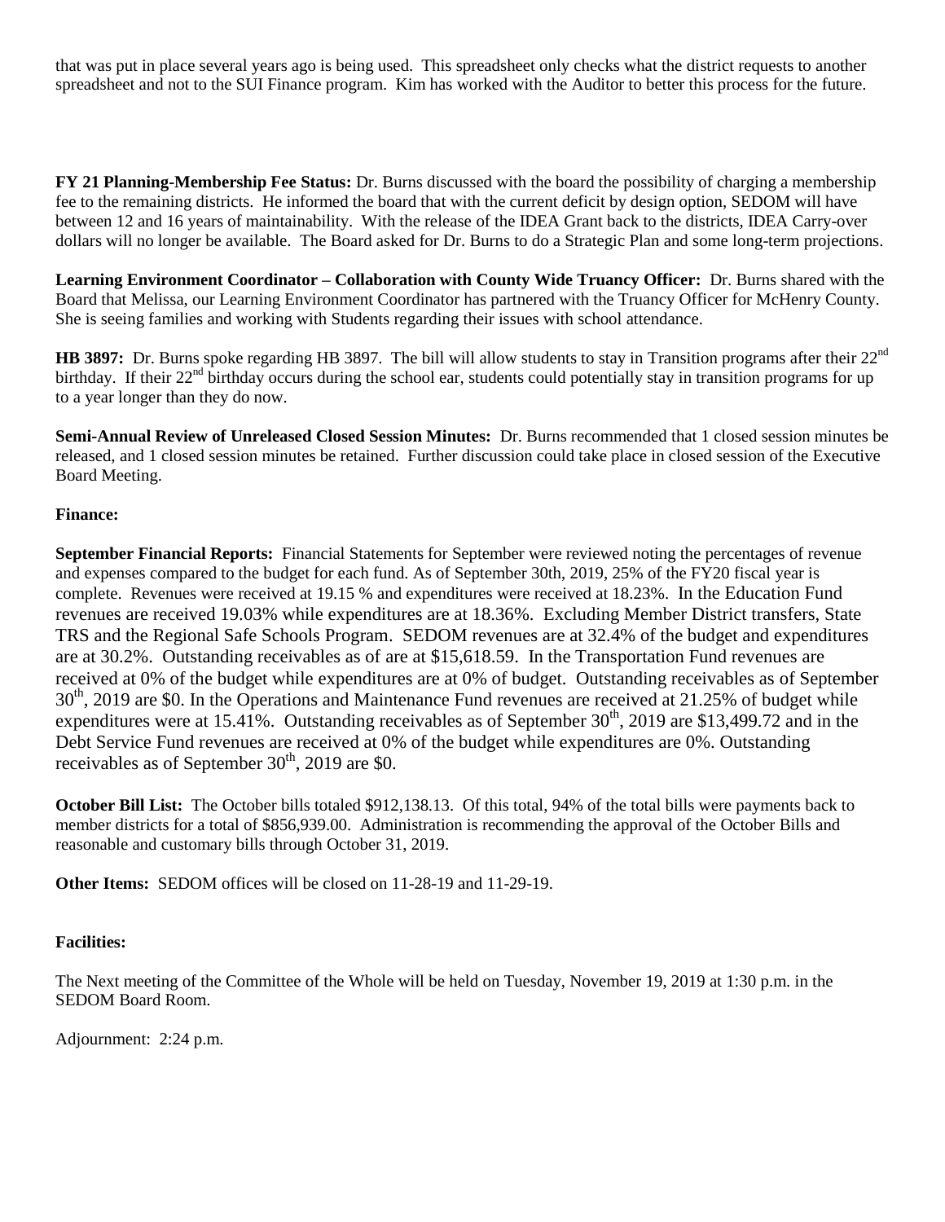that was put in place several years ago is being used. This spreadsheet only checks what the district requests to another spreadsheet and not to the SUI Finance program. Kim has worked with the Auditor to better this process for the future.

**FY 21 Planning-Membership Fee Status:** Dr. Burns discussed with the board the possibility of charging a membership fee to the remaining districts. He informed the board that with the current deficit by design option, SEDOM will have between 12 and 16 years of maintainability. With the release of the IDEA Grant back to the districts, IDEA Carry-over dollars will no longer be available. The Board asked for Dr. Burns to do a Strategic Plan and some long-term projections.

**Learning Environment Coordinator – Collaboration with County Wide Truancy Officer:** Dr. Burns shared with the Board that Melissa, our Learning Environment Coordinator has partnered with the Truancy Officer for McHenry County. She is seeing families and working with Students regarding their issues with school attendance.

**HB 3897:** Dr. Burns spoke regarding HB 3897. The bill will allow students to stay in Transition programs after their 22nd birthday. If their 22nd birthday occurs during the school ear, students could potentially stay in transition programs for up to a year longer than they do now.

**Semi-Annual Review of Unreleased Closed Session Minutes:** Dr. Burns recommended that 1 closed session minutes be released, and 1 closed session minutes be retained. Further discussion could take place in closed session of the Executive Board Meeting.

**Finance:**

**September Financial Reports:** Financial Statements for September were reviewed noting the percentages of revenue and expenses compared to the budget for each fund. As of September 30th, 2019, 25% of the FY20 fiscal year is complete. Revenues were received at 19.15 % and expenditures were received at 18.23%. In the Education Fund revenues are received 19.03% while expenditures are at 18.36%. Excluding Member District transfers, State TRS and the Regional Safe Schools Program. SEDOM revenues are at 32.4% of the budget and expenditures are at 30.2%. Outstanding receivables as of are at $15,618.59. In the Transportation Fund revenues are received at 0% of the budget while expenditures are at 0% of budget. Outstanding receivables as of September 30th, 2019 are $0. In the Operations and Maintenance Fund revenues are received at 21.25% of budget while expenditures were at 15.41%. Outstanding receivables as of September 30th, 2019 are $13,499.72 and in the Debt Service Fund revenues are received at 0% of the budget while expenditures are 0%. Outstanding receivables as of September 30th, 2019 are $0.

**October Bill List:** The October bills totaled $912,138.13. Of this total, 94% of the total bills were payments back to member districts for a total of $856,939.00. Administration is recommending the approval of the October Bills and reasonable and customary bills through October 31, 2019.

**Other Items:** SEDOM offices will be closed on 11-28-19 and 11-29-19.

**Facilities:**

The Next meeting of the Committee of the Whole will be held on Tuesday, November 19, 2019 at 1:30 p.m. in the SEDOM Board Room.

Adjournment: 2:24 p.m.